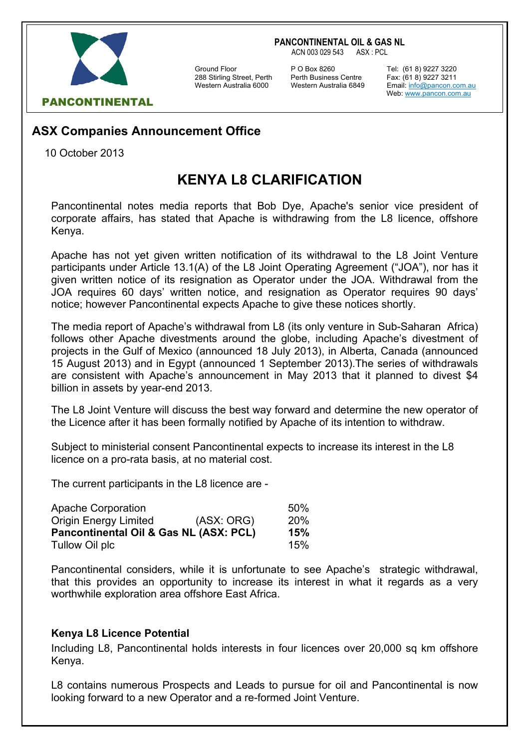**PANCONTINENTAL**

**PANCONTINENTAL OIL & GAS NL**
ACN 003 029 543 ASX : PCL

Ground Floor
288 Stirling Street, Perth
Western Australia 6000

P O Box 8260
Perth Business Centre
Western Australia 6849

Tel: (61 8) 9227 3220
Fax: (61 8) 9227 3211
Email: info@pancon.com.au
Web: www.pancon.com.au

## ASX Companies Announcement Office

10 October 2013

# KENYA L8 CLARIFICATION

Pancontinental notes media reports that Bob Dye, Apache's senior vice president of corporate affairs, has stated that Apache is withdrawing from the L8 licence, offshore Kenya.

Apache has not yet given written notification of its withdrawal to the L8 Joint Venture participants under Article 13.1(A) of the L8 Joint Operating Agreement ("JOA"), nor has it given written notice of its resignation as Operator under the JOA. Withdrawal from the JOA requires 60 days' written notice, and resignation as Operator requires 90 days' notice; however Pancontinental expects Apache to give these notices shortly.

The media report of Apache's withdrawal from L8 (its only venture in Sub-Saharan Africa) follows other Apache divestments around the globe, including Apache's divestment of projects in the Gulf of Mexico (announced 18 July 2013), in Alberta, Canada (announced 15 August 2013) and in Egypt (announced 1 September 2013).The series of withdrawals are consistent with Apache's announcement in May 2013 that it planned to divest $4 billion in assets by year-end 2013.

The L8 Joint Venture will discuss the best way forward and determine the new operator of the Licence after it has been formally notified by Apache of its intention to withdraw.

Subject to ministerial consent Pancontinental expects to increase its interest in the L8 licence on a pro-rata basis, at no material cost.

The current participants in the L8 licence are -

| Participant | | Interest |
|---|---|---|
| Apache Corporation | | 50% |
| Origin Energy Limited | (ASX: ORG) | 20% |
| **Pancontinental Oil & Gas NL** | **(ASX: PCL)** | **15%** |
| Tullow Oil plc | | 15% |

Pancontinental considers, while it is unfortunate to see Apache's strategic withdrawal, that this provides an opportunity to increase its interest in what it regards as a very worthwhile exploration area offshore East Africa.

### Kenya L8 Licence Potential

Including L8, Pancontinental holds interests in four licences over 20,000 sq km offshore Kenya.

L8 contains numerous Prospects and Leads to pursue for oil and Pancontinental is now looking forward to a new Operator and a re-formed Joint Venture.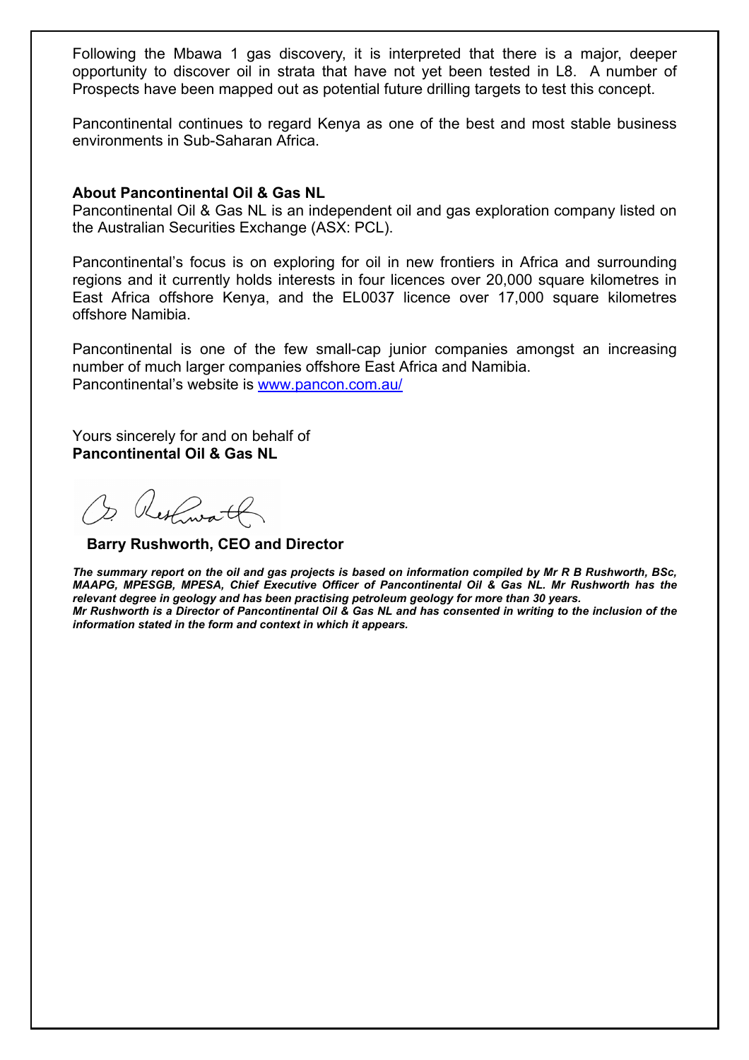Following the Mbawa 1 gas discovery, it is interpreted that there is a major, deeper opportunity to discover oil in strata that have not yet been tested in L8. A number of Prospects have been mapped out as potential future drilling targets to test this concept.

Pancontinental continues to regard Kenya as one of the best and most stable business environments in Sub-Saharan Africa.

**About Pancontinental Oil & Gas NL**

Pancontinental Oil & Gas NL is an independent oil and gas exploration company listed on the Australian Securities Exchange (ASX: PCL).

Pancontinental's focus is on exploring for oil in new frontiers in Africa and surrounding regions and it currently holds interests in four licences over 20,000 square kilometres in East Africa offshore Kenya, and the EL0037 licence over 17,000 square kilometres offshore Namibia.

Pancontinental is one of the few small-cap junior companies amongst an increasing number of much larger companies offshore East Africa and Namibia.
Pancontinental's website is [www.pancon.com.au/](http://www.pancon.com.au/)

Yours sincerely for and on behalf of
**Pancontinental Oil & Gas NL**

**Barry Rushworth, CEO and Director**

***The summary report on the oil and gas projects is based on information compiled by Mr R B Rushworth, BSc, MAAPG, MPESGB, MPESA, Chief Executive Officer of Pancontinental Oil & Gas NL. Mr Rushworth has the relevant degree in geology and has been practising petroleum geology for more than 30 years.***
***Mr Rushworth is a Director of Pancontinental Oil & Gas NL and has consented in writing to the inclusion of the information stated in the form and context in which it appears.***